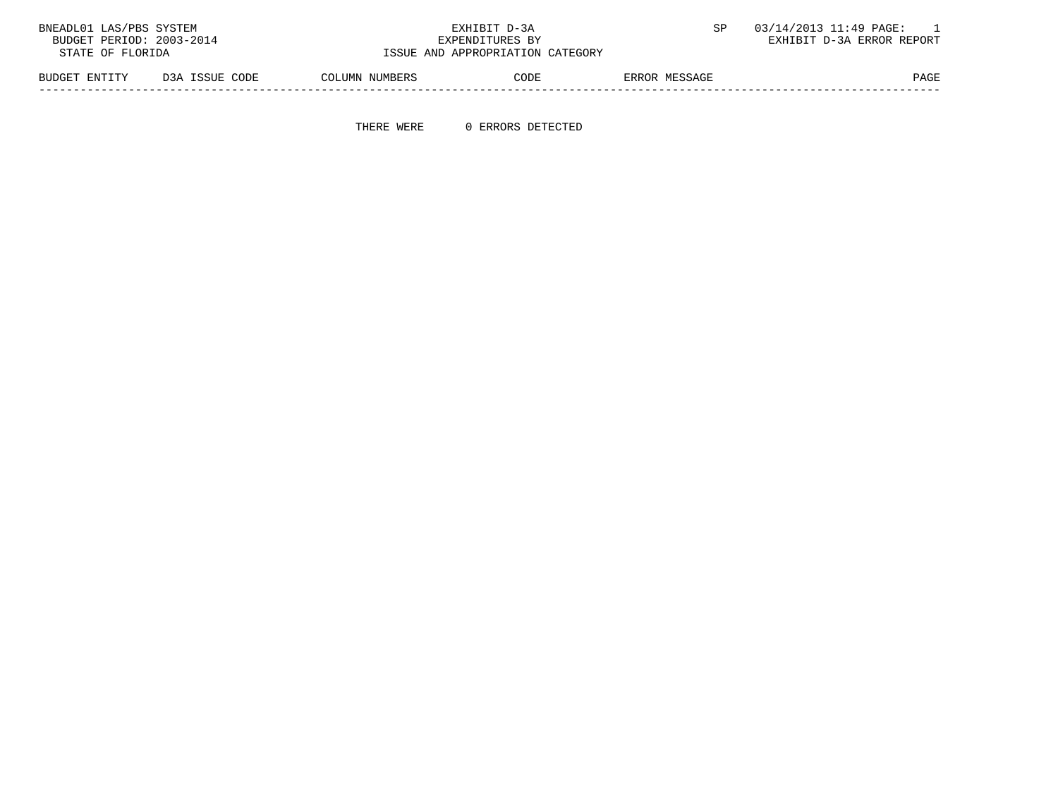BNEADL01 LAS/PBS SYSTEM
BUDGET PERIOD: 2003-2014
STATE OF FLORIDA

EXHIBIT D-3A
EXPENDITURES BY
ISSUE AND APPROPRIATION CATEGORY

SP 03/14/2013 11:49 PAGE: 1
EXHIBIT D-3A ERROR REPORT

| BUDGET ENTITY | D3A ISSUE CODE | COLUMN NUMBERS | CODE | ERROR MESSAGE | PAGE |
|---|---|---|---|---|---|

THERE WERE 0 ERRORS DETECTED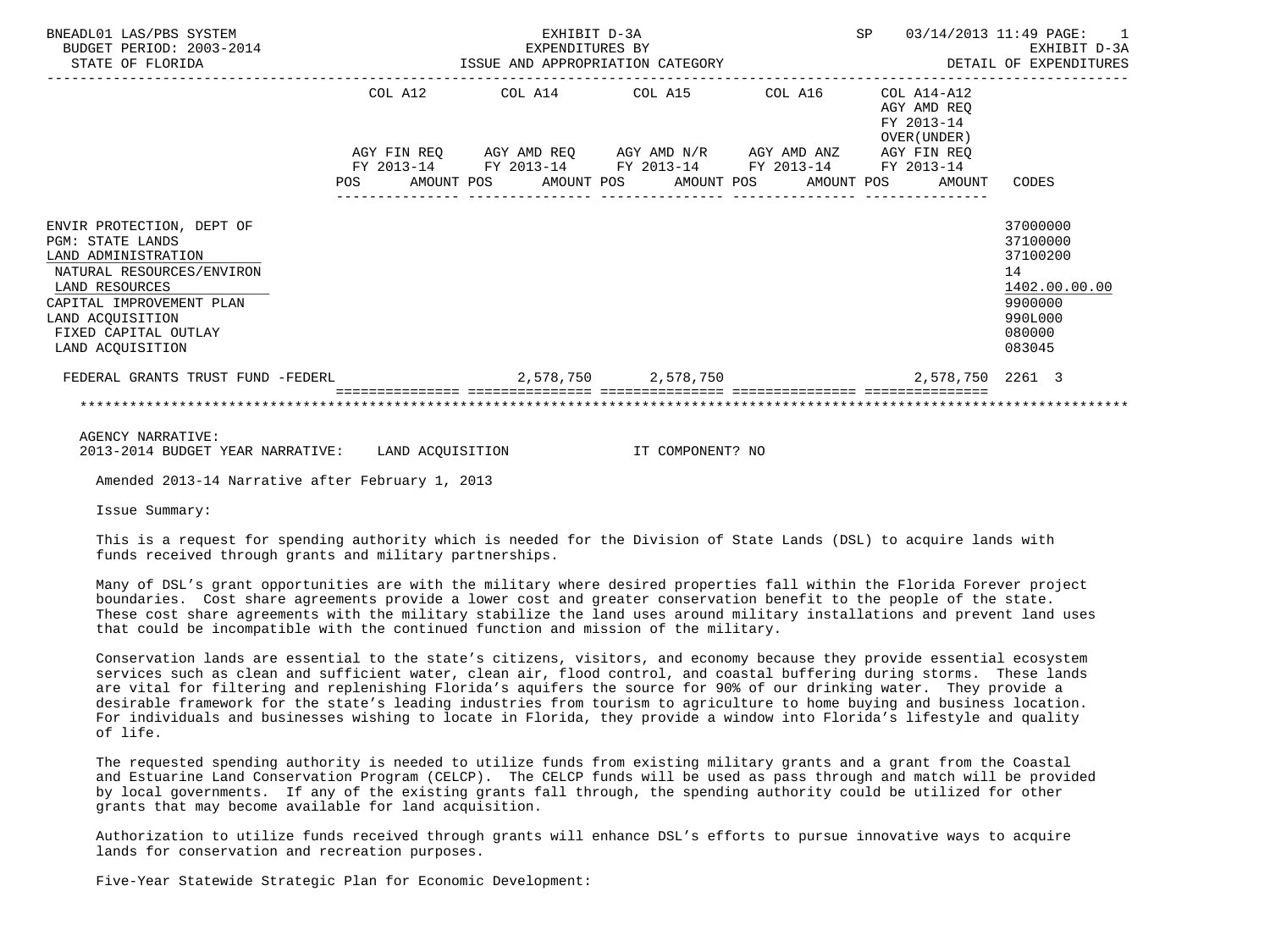BNEADL01 LAS/PBS SYSTEM — EXHIBIT D-3A — EXPENDITURES BY ISSUE AND APPROPRIATION CATEGORY — SP 03/14/2013 11:49 PAGE: 1
BUDGET PERIOD: 2003-2014 — EXHIBIT D-3A
STATE OF FLORIDA — DETAIL OF EXPENDITURES

| | COL A12 AGY FIN REQ FY 2013-14 POS AMOUNT | COL A14 AGY AMD REQ FY 2013-14 POS AMOUNT | COL A15 AGY AMD N/R FY 2013-14 POS AMOUNT | COL A16 AGY AMD ANZ FY 2013-14 POS AMOUNT | COL A14-A12 AGY AMD REQ FY 2013-14 OVER(UNDER) AGY FIN REQ FY 2013-14 POS AMOUNT | CODES |
|---|---|---|---|---|---|---|
| ENVIR PROTECTION, DEPT OF | | | | | | 37000000 |
| PGM: STATE LANDS | | | | | | 37100000 |
| LAND ADMINISTRATION | | | | | | 37100200 |
| NATURAL RESOURCES/ENVIRON | | | | | | 14 |
| LAND RESOURCES | | | | | | 1402.00.00.00 |
| CAPITAL IMPROVEMENT PLAN | | | | | | 9900000 |
| LAND ACQUISITION | | | | | | 990L000 |
| FIXED CAPITAL OUTLAY | | | | | | 080000 |
| LAND ACQUISITION | | | | | | 083045 |
| FEDERAL GRANTS TRUST FUND -FEDERL | | 2,578,750 | 2,578,750 | | 2,578,750 | 2261 3 |

AGENCY NARRATIVE:
2013-2014 BUDGET YEAR NARRATIVE: LAND ACQUISITION IT COMPONENT? NO

Amended 2013-14 Narrative after February 1, 2013

Issue Summary:

This is a request for spending authority which is needed for the Division of State Lands (DSL) to acquire lands with funds received through grants and military partnerships.

Many of DSL's grant opportunities are with the military where desired properties fall within the Florida Forever project boundaries. Cost share agreements provide a lower cost and greater conservation benefit to the people of the state. These cost share agreements with the military stabilize the land uses around military installations and prevent land uses that could be incompatible with the continued function and mission of the military.

Conservation lands are essential to the state's citizens, visitors, and economy because they provide essential ecosystem services such as clean and sufficient water, clean air, flood control, and coastal buffering during storms. These lands are vital for filtering and replenishing Florida's aquifers the source for 90% of our drinking water. They provide a desirable framework for the state's leading industries from tourism to agriculture to home buying and business location. For individuals and businesses wishing to locate in Florida, they provide a window into Florida's lifestyle and quality of life.

The requested spending authority is needed to utilize funds from existing military grants and a grant from the Coastal and Estuarine Land Conservation Program (CELCP). The CELCP funds will be used as pass through and match will be provided by local governments. If any of the existing grants fall through, the spending authority could be utilized for other grants that may become available for land acquisition.

Authorization to utilize funds received through grants will enhance DSL's efforts to pursue innovative ways to acquire lands for conservation and recreation purposes.

Five-Year Statewide Strategic Plan for Economic Development: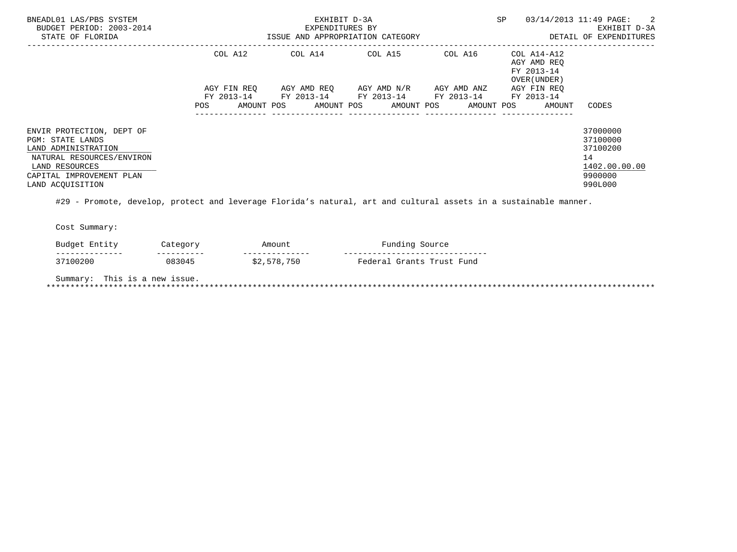| | COL A12 | | COL A14 | | COL A15 | | COL A16 | | COL A14-A12 AGY AMD REQ FY 2013-14 OVER(UNDER) | |
|---|---|---|---|---|---|---|---|---|---|---|
| | AGY FIN REQ FY 2013-14 | | AGY AMD REQ FY 2013-14 | | AGY AMD N/R FY 2013-14 | | AGY AMD ANZ FY 2013-14 | | AGY FIN REQ FY 2013-14 | |
| | POS | AMOUNT | POS | AMOUNT | POS | AMOUNT | POS | AMOUNT | POS | AMOUNT | CODES |

ENVIR PROTECTION, DEPT OF — 37000000
PGM: STATE LANDS — 37100000
LAND ADMINISTRATION — 37100200
NATURAL RESOURCES/ENVIRON — 14
LAND RESOURCES — 1402.00.00.00
CAPITAL IMPROVEMENT PLAN — 9900000
LAND ACQUISITION — 990L000

#29 - Promote, develop, protect and leverage Florida's natural, art and cultural assets in a sustainable manner.

Cost Summary:

| Budget Entity | Category | Amount | Funding Source |
|---|---|---|---|
| 37100200 | 083045 | $2,578,750 | Federal Grants Trust Fund |

Summary: This is a new issue.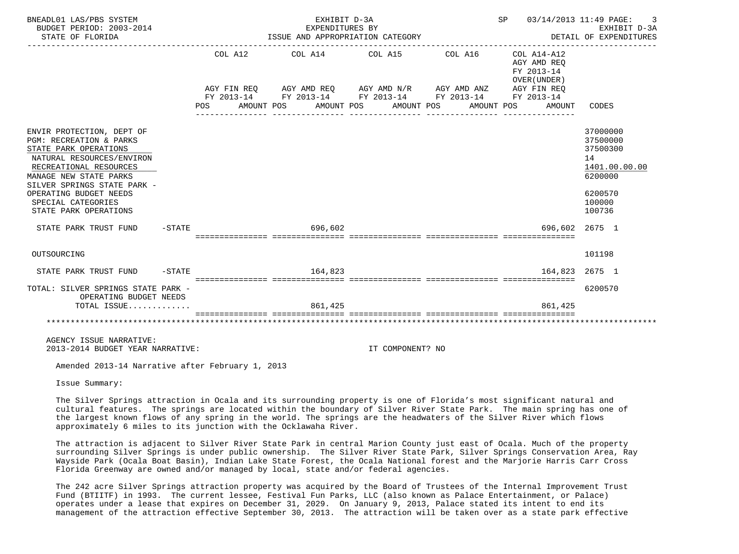| | COL A12 | COL A14 | COL A15 | COL A16 | COL A14-A12 AGY AMD REQ FY 2013-14 OVER(UNDER) | |
|---|---|---|---|---|---|---|
| | AGY FIN REQ FY 2013-14 | AGY AMD REQ FY 2013-14 | AGY AMD N/R FY 2013-14 | AGY AMD ANZ FY 2013-14 | AGY FIN REQ FY 2013-14 | |
| | POS AMOUNT | POS AMOUNT | POS AMOUNT | POS AMOUNT | POS AMOUNT | CODES |
| ENVIR PROTECTION, DEPT OF | | | | | | 37000000 |
| PGM: RECREATION & PARKS | | | | | | 37500000 |
| STATE PARK OPERATIONS | | | | | | 37500300 |
| NATURAL RESOURCES/ENVIRON | | | | | | 14 |
| RECREATIONAL RESOURCES | | | | | | 1401.00.00.00 |
| MANAGE NEW STATE PARKS | | | | | | 6200000 |
| SILVER SPRINGS STATE PARK - OPERATING BUDGET NEEDS | | | | | | 6200570 |
| SPECIAL CATEGORIES | | | | | | 100000 |
| STATE PARK OPERATIONS | | | | | | 100736 |
| STATE PARK TRUST FUND -STATE | | 696,602 | | | 696,602 | 2675 1 |
| OUTSOURCING | | | | | | 101198 |
| STATE PARK TRUST FUND -STATE | | 164,823 | | | 164,823 | 2675 1 |
| TOTAL: SILVER SPRINGS STATE PARK - OPERATING BUDGET NEEDS | | | | | | 6200570 |
| TOTAL ISSUE............. | | 861,425 | | | 861,425 | |

AGENCY ISSUE NARRATIVE:
2013-2014 BUDGET YEAR NARRATIVE: IT COMPONENT? NO

Amended 2013-14 Narrative after February 1, 2013

Issue Summary:

The Silver Springs attraction in Ocala and its surrounding property is one of Florida's most significant natural and cultural features. The springs are located within the boundary of Silver River State Park. The main spring has one of the largest known flows of any spring in the world. The springs are the headwaters of the Silver River which flows approximately 6 miles to its junction with the Ocklawaha River.

The attraction is adjacent to Silver River State Park in central Marion County just east of Ocala. Much of the property surrounding Silver Springs is under public ownership. The Silver River State Park, Silver Springs Conservation Area, Ray Wayside Park (Ocala Boat Basin), Indian Lake State Forest, the Ocala National forest and the Marjorie Harris Carr Cross Florida Greenway are owned and/or managed by local, state and/or federal agencies.

The 242 acre Silver Springs attraction property was acquired by the Board of Trustees of the Internal Improvement Trust Fund (BTIITF) in 1993. The current lessee, Festival Fun Parks, LLC (also known as Palace Entertainment, or Palace) operates under a lease that expires on December 31, 2029. On January 9, 2013, Palace stated its intent to end its management of the attraction effective September 30, 2013. The attraction will be taken over as a state park effective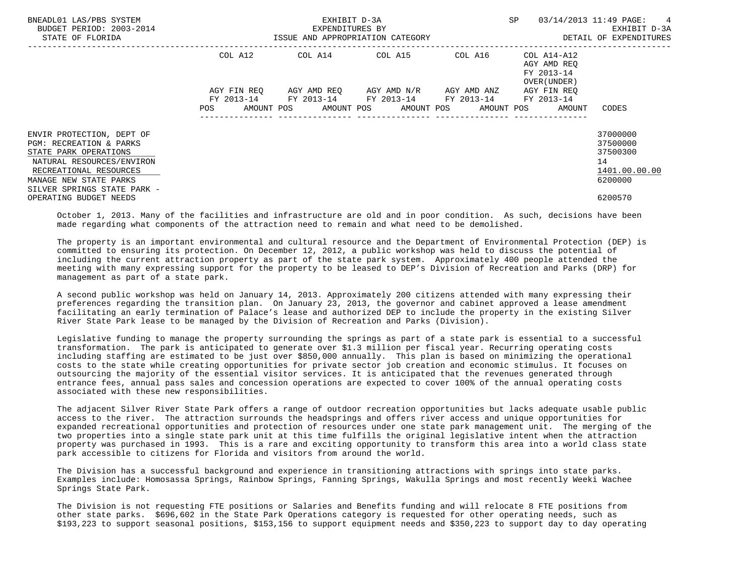| | COL A12 | COL A14 | COL A15 | COL A16 | COL A14-A12 AGY AMD REQ FY 2013-14 OVER(UNDER) | |
|---|---|---|---|---|---|---|
| | AGY FIN REQ FY 2013-14 | AGY AMD REQ FY 2013-14 | AGY AMD N/R FY 2013-14 | AGY AMD ANZ FY 2013-14 | AGY FIN REQ FY 2013-14 | |
| | POS AMOUNT | POS AMOUNT | POS AMOUNT | POS AMOUNT | POS AMOUNT | CODES |
| ENVIR PROTECTION, DEPT OF | | | | | | 37000000 |
| PGM: RECREATION & PARKS | | | | | | 37500000 |
| STATE PARK OPERATIONS | | | | | | 37500300 |
| NATURAL RESOURCES/ENVIRON | | | | | | 14 |
| RECREATIONAL RESOURCES | | | | | | 1401.00.00.00 |
| MANAGE NEW STATE PARKS | | | | | | 6200000 |
| SILVER SPRINGS STATE PARK - OPERATING BUDGET NEEDS | | | | | | 6200570 |

October 1, 2013. Many of the facilities and infrastructure are old and in poor condition. As such, decisions have been made regarding what components of the attraction need to remain and what need to be demolished.

The property is an important environmental and cultural resource and the Department of Environmental Protection (DEP) is committed to ensuring its protection. On December 12, 2012, a public workshop was held to discuss the potential of including the current attraction property as part of the state park system. Approximately 400 people attended the meeting with many expressing support for the property to be leased to DEP's Division of Recreation and Parks (DRP) for management as part of a state park.

A second public workshop was held on January 14, 2013. Approximately 200 citizens attended with many expressing their preferences regarding the transition plan. On January 23, 2013, the governor and cabinet approved a lease amendment facilitating an early termination of Palace's lease and authorized DEP to include the property in the existing Silver River State Park lease to be managed by the Division of Recreation and Parks (Division).

Legislative funding to manage the property surrounding the springs as part of a state park is essential to a successful transformation. The park is anticipated to generate over $1.3 million per fiscal year. Recurring operating costs including staffing are estimated to be just over $850,000 annually. This plan is based on minimizing the operational costs to the state while creating opportunities for private sector job creation and economic stimulus. It focuses on outsourcing the majority of the essential visitor services. It is anticipated that the revenues generated through entrance fees, annual pass sales and concession operations are expected to cover 100% of the annual operating costs associated with these new responsibilities.

The adjacent Silver River State Park offers a range of outdoor recreation opportunities but lacks adequate usable public access to the river. The attraction surrounds the headsprings and offers river access and unique opportunities for expanded recreational opportunities and protection of resources under one state park management unit. The merging of the two properties into a single state park unit at this time fulfills the original legislative intent when the attraction property was purchased in 1993. This is a rare and exciting opportunity to transform this area into a world class state park accessible to citizens for Florida and visitors from around the world.

The Division has a successful background and experience in transitioning attractions with springs into state parks. Examples include: Homosassa Springs, Rainbow Springs, Fanning Springs, Wakulla Springs and most recently Weeki Wachee Springs State Park.

The Division is not requesting FTE positions or Salaries and Benefits funding and will relocate 8 FTE positions from other state parks. $696,602 in the State Park Operations category is requested for other operating needs, such as $193,223 to support seasonal positions, $153,156 to support equipment needs and $350,223 to support day to day operating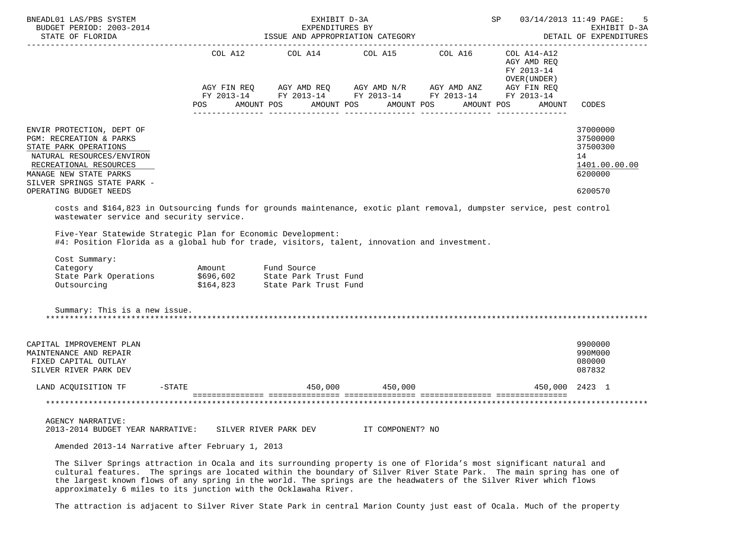| | COL A12 | COL A14 | COL A15 | COL A16 | COL A14-A12 AGY AMD REQ FY 2013-14 OVER(UNDER) | |
|---|---|---|---|---|---|---|
| | AGY FIN REQ FY 2013-14 | AGY AMD REQ FY 2013-14 | AGY AMD N/R FY 2013-14 | AGY AMD ANZ FY 2013-14 | AGY FIN REQ FY 2013-14 | |
| | POS AMOUNT | POS AMOUNT | POS AMOUNT | POS AMOUNT | POS AMOUNT | CODES |

ENVIR PROTECTION, DEPT OF — 37000000
PGM: RECREATION & PARKS — 37500000
STATE PARK OPERATIONS — 37500300
NATURAL RESOURCES/ENVIRON — 14
RECREATIONAL RESOURCES — 1401.00.00.00
MANAGE NEW STATE PARKS — 6200000
SILVER SPRINGS STATE PARK - OPERATING BUDGET NEEDS — 6200570

costs and $164,823 in Outsourcing funds for grounds maintenance, exotic plant removal, dumpster service, pest control wastewater service and security service.

Five-Year Statewide Strategic Plan for Economic Development:
#4: Position Florida as a global hub for trade, visitors, talent, innovation and investment.

Cost Summary:

| Category | Amount | Fund Source |
|---|---|---|
| State Park Operations | $696,602 | State Park Trust Fund |
| Outsourcing | $164,823 | State Park Trust Fund |

Summary: This is a new issue.

CAPITAL IMPROVEMENT PLAN — 9900000
MAINTENANCE AND REPAIR — 990M000
FIXED CAPITAL OUTLAY — 080000
SILVER RIVER PARK DEV — 087832

| | COL A12 | COL A14 | COL A15 | COL A16 | COL A14-A12 | CODES |
|---|---|---|---|---|---|---|
| LAND ACQUISITION TF -STATE | | 450,000 | 450,000 | | 450,000 | 2423 1 |

AGENCY NARRATIVE:
2013-2014 BUDGET YEAR NARRATIVE: SILVER RIVER PARK DEV IT COMPONENT? NO

Amended 2013-14 Narrative after February 1, 2013

The Silver Springs attraction in Ocala and its surrounding property is one of Florida's most significant natural and cultural features. The springs are located within the boundary of Silver River State Park. The main spring has one of the largest known flows of any spring in the world. The springs are the headwaters of the Silver River which flows approximately 6 miles to its junction with the Ocklawaha River.

The attraction is adjacent to Silver River State Park in central Marion County just east of Ocala. Much of the property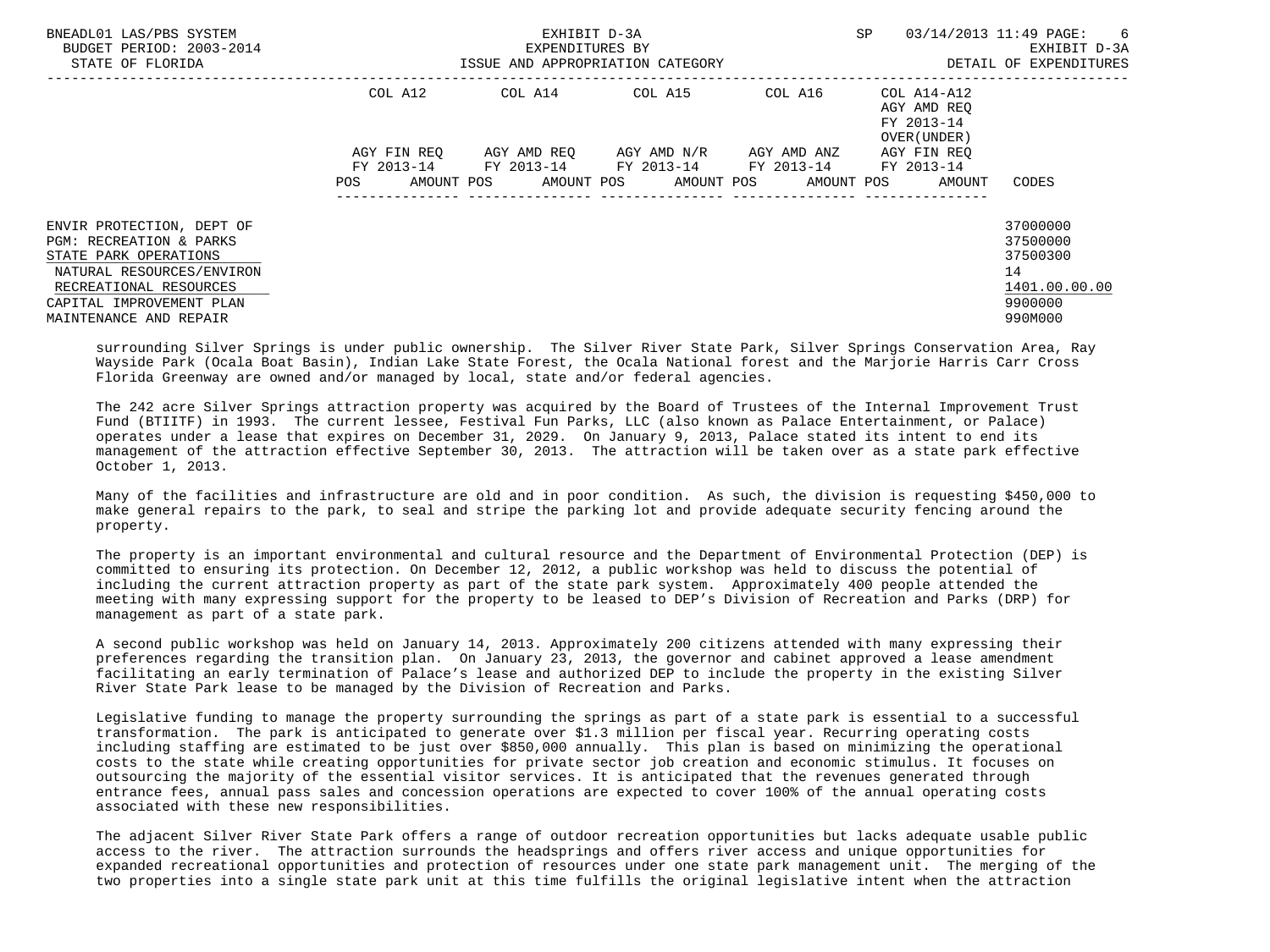| | COL A12 | COL A14 | COL A15 | COL A16 | COL A14-A12 AGY AMD REQ FY 2013-14 OVER(UNDER) | |
|---|---|---|---|---|---|---|
| | AGY FIN REQ FY 2013-14 | AGY AMD REQ FY 2013-14 | AGY AMD N/R FY 2013-14 | AGY AMD ANZ FY 2013-14 | AGY FIN REQ FY 2013-14 | |
| | POS AMOUNT | POS AMOUNT | POS AMOUNT | POS AMOUNT | POS AMOUNT | CODES |
| ENVIR PROTECTION, DEPT OF | | | | | | 37000000 |
| PGM: RECREATION & PARKS | | | | | | 37500000 |
| STATE PARK OPERATIONS | | | | | | 37500300 |
| NATURAL RESOURCES/ENVIRON | | | | | | 14 |
| RECREATIONAL RESOURCES | | | | | | 1401.00.00.00 |
| CAPITAL IMPROVEMENT PLAN | | | | | | 9900000 |
| MAINTENANCE AND REPAIR | | | | | | 990M000 |

surrounding Silver Springs is under public ownership. The Silver River State Park, Silver Springs Conservation Area, Ray Wayside Park (Ocala Boat Basin), Indian Lake State Forest, the Ocala National forest and the Marjorie Harris Carr Cross Florida Greenway are owned and/or managed by local, state and/or federal agencies.

The 242 acre Silver Springs attraction property was acquired by the Board of Trustees of the Internal Improvement Trust Fund (BTIITF) in 1993. The current lessee, Festival Fun Parks, LLC (also known as Palace Entertainment, or Palace) operates under a lease that expires on December 31, 2029. On January 9, 2013, Palace stated its intent to end its management of the attraction effective September 30, 2013. The attraction will be taken over as a state park effective October 1, 2013.

Many of the facilities and infrastructure are old and in poor condition. As such, the division is requesting $450,000 to make general repairs to the park, to seal and stripe the parking lot and provide adequate security fencing around the property.

The property is an important environmental and cultural resource and the Department of Environmental Protection (DEP) is committed to ensuring its protection. On December 12, 2012, a public workshop was held to discuss the potential of including the current attraction property as part of the state park system. Approximately 400 people attended the meeting with many expressing support for the property to be leased to DEP's Division of Recreation and Parks (DRP) for management as part of a state park.

A second public workshop was held on January 14, 2013. Approximately 200 citizens attended with many expressing their preferences regarding the transition plan. On January 23, 2013, the governor and cabinet approved a lease amendment facilitating an early termination of Palace's lease and authorized DEP to include the property in the existing Silver River State Park lease to be managed by the Division of Recreation and Parks.

Legislative funding to manage the property surrounding the springs as part of a state park is essential to a successful transformation. The park is anticipated to generate over $1.3 million per fiscal year. Recurring operating costs including staffing are estimated to be just over $850,000 annually. This plan is based on minimizing the operational costs to the state while creating opportunities for private sector job creation and economic stimulus. It focuses on outsourcing the majority of the essential visitor services. It is anticipated that the revenues generated through entrance fees, annual pass sales and concession operations are expected to cover 100% of the annual operating costs associated with these new responsibilities.

The adjacent Silver River State Park offers a range of outdoor recreation opportunities but lacks adequate usable public access to the river. The attraction surrounds the headsprings and offers river access and unique opportunities for expanded recreational opportunities and protection of resources under one state park management unit. The merging of the two properties into a single state park unit at this time fulfills the original legislative intent when the attraction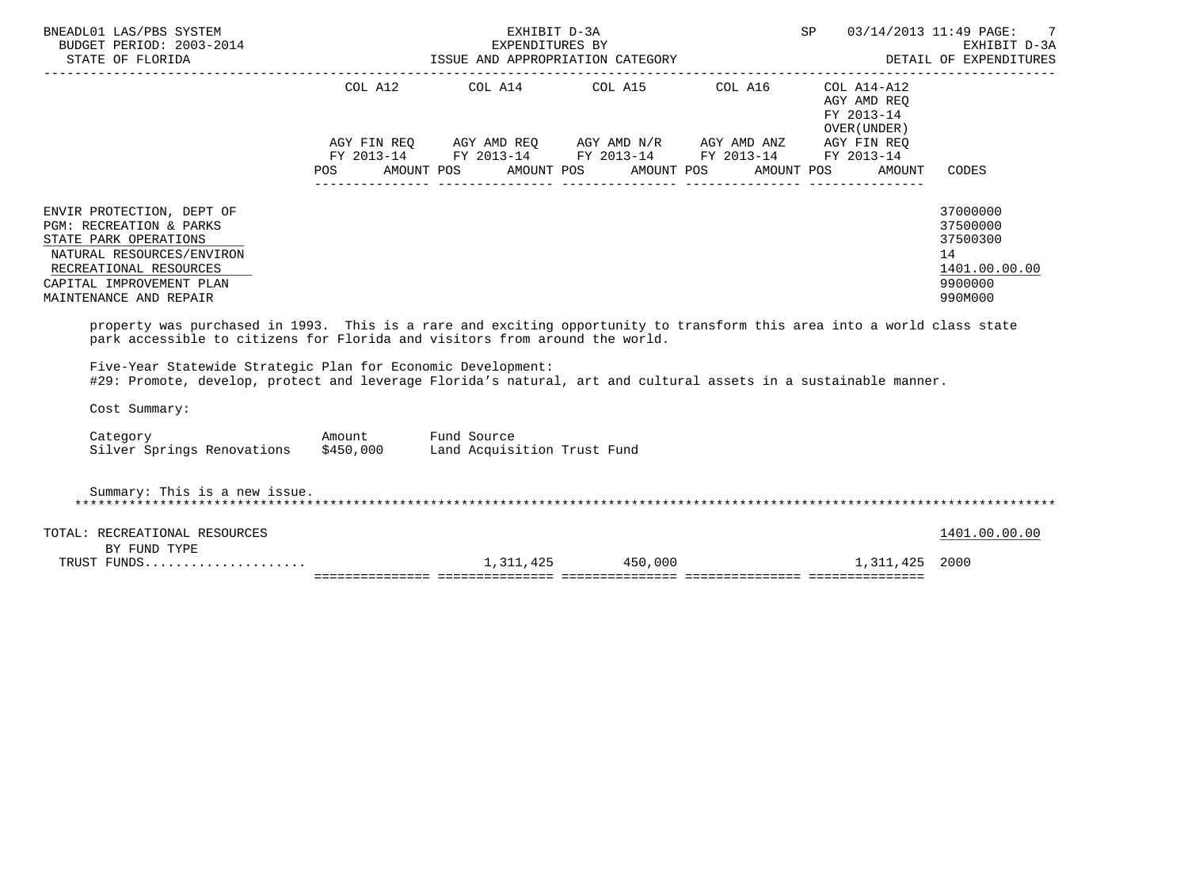| | COL A12 | | COL A14 | | COL A15 | | COL A16 | | COL A14-A12 AGY AMD REQ FY 2013-14 OVER(UNDER) | | |
|---|---|---|---|---|---|---|---|---|---|---|---|
| | AGY FIN REQ FY 2013-14 | | AGY AMD REQ FY 2013-14 | | AGY AMD N/R FY 2013-14 | | AGY AMD ANZ FY 2013-14 | | AGY FIN REQ FY 2013-14 | | |
| | POS | AMOUNT | POS | AMOUNT | POS | AMOUNT | POS | AMOUNT | POS | AMOUNT | CODES |
| ENVIR PROTECTION, DEPT OF | | | | | | | | | | | 37000000 |
| PGM: RECREATION & PARKS | | | | | | | | | | | 37500000 |
| STATE PARK OPERATIONS | | | | | | | | | | | 37500300 |
| NATURAL RESOURCES/ENVIRON | | | | | | | | | | | 14 |
| RECREATIONAL RESOURCES | | | | | | | | | | | 1401.00.00.00 |
| CAPITAL IMPROVEMENT PLAN | | | | | | | | | | | 9900000 |
| MAINTENANCE AND REPAIR | | | | | | | | | | | 990M000 |

property was purchased in 1993. This is a rare and exciting opportunity to transform this area into a world class state park accessible to citizens for Florida and visitors from around the world.

Five-Year Statewide Strategic Plan for Economic Development:
#29: Promote, develop, protect and leverage Florida's natural, art and cultural assets in a sustainable manner.

Cost Summary:

| Category | Amount | Fund Source |
|---|---|---|
| Silver Springs Renovations | $450,000 | Land Acquisition Trust Fund |

Summary: This is a new issue.

*******************************************************************************************************************************

| | COL A12 | | COL A14 | | COL A15 | | COL A16 | | COL A14-A12 | | CODES |
|---|---|---|---|---|---|---|---|---|---|---|---|
| TOTAL: RECREATIONAL RESOURCES | | | | | | | | | | | 1401.00.00.00 |
| BY FUND TYPE | | | | | | | | | | | |
| TRUST FUNDS..................... | | | | 1,311,425 | | 450,000 | | | | 1,311,425 | 2000 |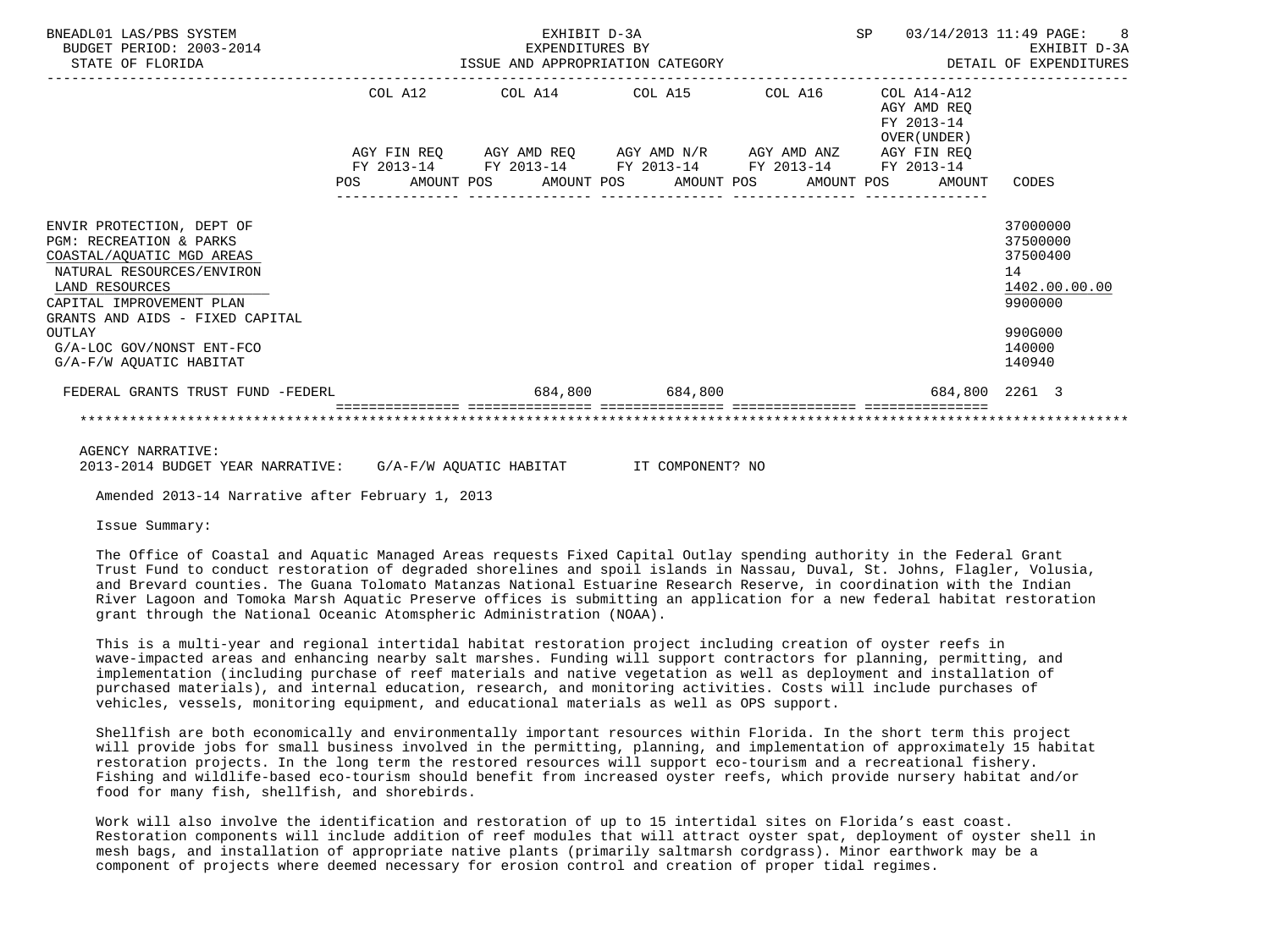BNEADL01 LAS/PBS SYSTEM — EXHIBIT D-3A — SP 03/14/2013 11:49 PAGE: 8
BUDGET PERIOD: 2003-2014 — EXPENDITURES BY — EXHIBIT D-3A
STATE OF FLORIDA — ISSUE AND APPROPRIATION CATEGORY — DETAIL OF EXPENDITURES

| | COL A12 AGY FIN REQ FY 2013-14 POS AMOUNT | COL A14 AGY AMD REQ FY 2013-14 POS AMOUNT | COL A15 AGY AMD N/R FY 2013-14 POS AMOUNT | COL A16 AGY AMD ANZ FY 2013-14 POS AMOUNT | COL A14-A12 AGY AMD REQ FY 2013-14 OVER(UNDER) AGY FIN REQ FY 2013-14 POS AMOUNT | CODES |
|---|---|---|---|---|---|---|
| ENVIR PROTECTION, DEPT OF | | | | | | 37000000 |
| PGM: RECREATION & PARKS | | | | | | 37500000 |
| COASTAL/AQUATIC MGD AREAS | | | | | | 37500400 |
| NATURAL RESOURCES/ENVIRON | | | | | | 14 |
| LAND RESOURCES | | | | | | 1402.00.00.00 |
| CAPITAL IMPROVEMENT PLAN | | | | | | 9900000 |
| GRANTS AND AIDS - FIXED CAPITAL OUTLAY | | | | | | 990G000 |
| G/A-LOC GOV/NONST ENT-FCO | | | | | | 140000 |
| G/A-F/W AQUATIC HABITAT | | | | | | 140940 |
| FEDERAL GRANTS TRUST FUND -FEDERL | | 684,800 | 684,800 | | 684,800 | 2261 3 |

AGENCY NARRATIVE:
2013-2014 BUDGET YEAR NARRATIVE: G/A-F/W AQUATIC HABITAT IT COMPONENT? NO

Amended 2013-14 Narrative after February 1, 2013

Issue Summary:

The Office of Coastal and Aquatic Managed Areas requests Fixed Capital Outlay spending authority in the Federal Grant Trust Fund to conduct restoration of degraded shorelines and spoil islands in Nassau, Duval, St. Johns, Flagler, Volusia, and Brevard counties. The Guana Tolomato Matanzas National Estuarine Research Reserve, in coordination with the Indian River Lagoon and Tomoka Marsh Aquatic Preserve offices is submitting an application for a new federal habitat restoration grant through the National Oceanic Atomspheric Administration (NOAA).

This is a multi-year and regional intertidal habitat restoration project including creation of oyster reefs in wave-impacted areas and enhancing nearby salt marshes. Funding will support contractors for planning, permitting, and implementation (including purchase of reef materials and native vegetation as well as deployment and installation of purchased materials), and internal education, research, and monitoring activities. Costs will include purchases of vehicles, vessels, monitoring equipment, and educational materials as well as OPS support.

Shellfish are both economically and environmentally important resources within Florida. In the short term this project will provide jobs for small business involved in the permitting, planning, and implementation of approximately 15 habitat restoration projects. In the long term the restored resources will support eco-tourism and a recreational fishery. Fishing and wildlife-based eco-tourism should benefit from increased oyster reefs, which provide nursery habitat and/or food for many fish, shellfish, and shorebirds.

Work will also involve the identification and restoration of up to 15 intertidal sites on Florida's east coast. Restoration components will include addition of reef modules that will attract oyster spat, deployment of oyster shell in mesh bags, and installation of appropriate native plants (primarily saltmarsh cordgrass). Minor earthwork may be a component of projects where deemed necessary for erosion control and creation of proper tidal regimes.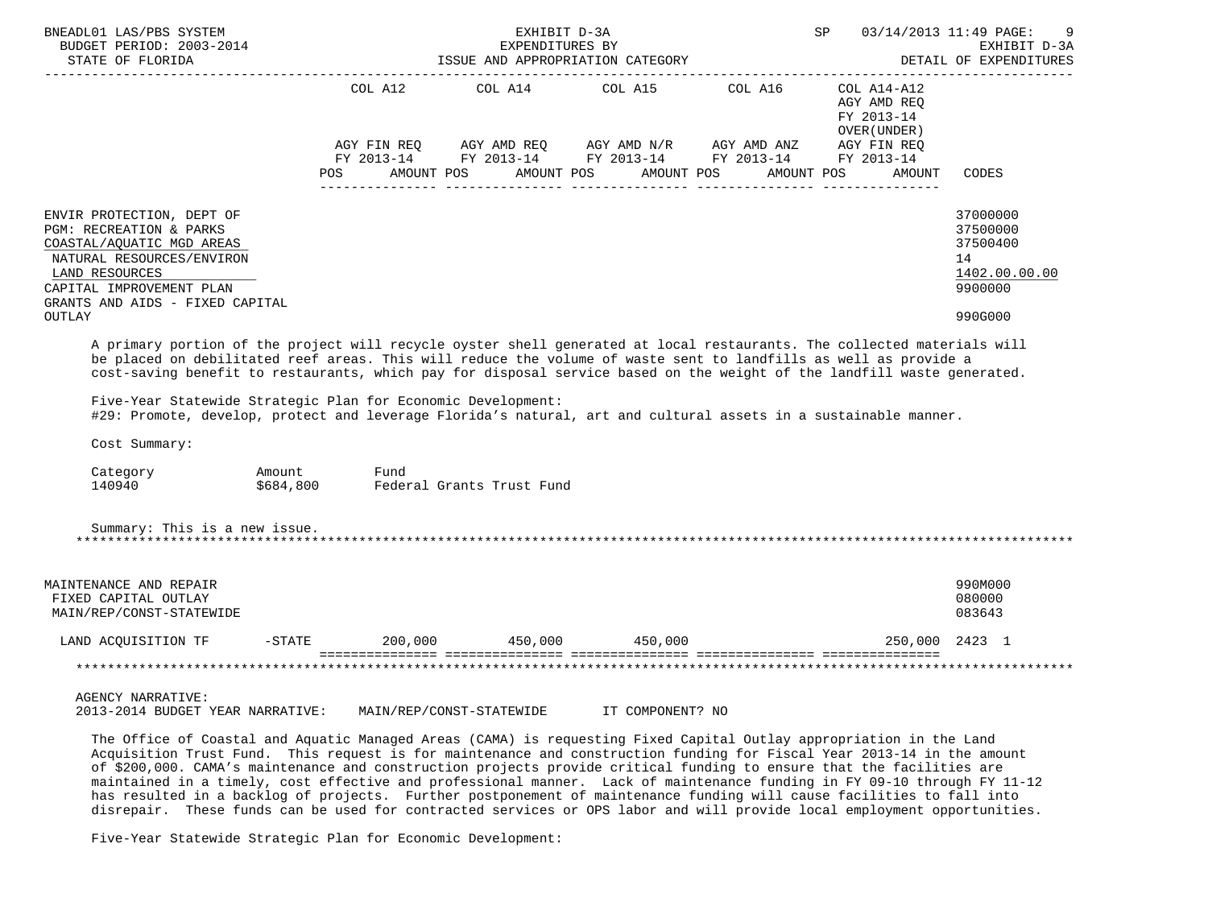| | COL A12 | COL A14 | COL A15 | COL A16 | COL A14-A12 AGY AMD REQ FY 2013-14 OVER(UNDER) | |
|---|---|---|---|---|---|---|
| | AGY FIN REQ FY 2013-14 | AGY AMD REQ FY 2013-14 | AGY AMD N/R FY 2013-14 | AGY AMD ANZ FY 2013-14 | AGY FIN REQ FY 2013-14 | |
| | POS AMOUNT | POS AMOUNT | POS AMOUNT | POS AMOUNT | POS AMOUNT | CODES |

ENVIR PROTECTION, DEPT OF — 37000000
PGM: RECREATION & PARKS — 37500000
COASTAL/AQUATIC MGD AREAS — 37500400
NATURAL RESOURCES/ENVIRON — 14
LAND RESOURCES — 1402.00.00.00
CAPITAL IMPROVEMENT PLAN — 9900000
GRANTS AND AIDS - FIXED CAPITAL OUTLAY — 990G000

A primary portion of the project will recycle oyster shell generated at local restaurants. The collected materials will be placed on debilitated reef areas. This will reduce the volume of waste sent to landfills as well as provide a cost-saving benefit to restaurants, which pay for disposal service based on the weight of the landfill waste generated.

Five-Year Statewide Strategic Plan for Economic Development:
#29: Promote, develop, protect and leverage Florida's natural, art and cultural assets in a sustainable manner.

Cost Summary:

| Category | Amount | Fund |
|---|---|---|
| 140940 | $684,800 | Federal Grants Trust Fund |

Summary: This is a new issue.

************************************************************************************************************************

MAINTENANCE AND REPAIR — 990M000
FIXED CAPITAL OUTLAY — 080000
MAIN/REP/CONST-STATEWIDE — 083643

| | COL A12 | COL A14 | COL A15 | COL A16 | COL A14-A12 | CODES |
|---|---|---|---|---|---|---|
| LAND ACQUISITION TF -STATE | 200,000 | 450,000 | 450,000 | | 250,000 | 2423 1 |

************************************************************************************************************************

AGENCY NARRATIVE:
2013-2014 BUDGET YEAR NARRATIVE: MAIN/REP/CONST-STATEWIDE IT COMPONENT? NO

The Office of Coastal and Aquatic Managed Areas (CAMA) is requesting Fixed Capital Outlay appropriation in the Land Acquisition Trust Fund. This request is for maintenance and construction funding for Fiscal Year 2013-14 in the amount of $200,000. CAMA's maintenance and construction projects provide critical funding to ensure that the facilities are maintained in a timely, cost effective and professional manner. Lack of maintenance funding in FY 09-10 through FY 11-12 has resulted in a backlog of projects. Further postponement of maintenance funding will cause facilities to fall into disrepair. These funds can be used for contracted services or OPS labor and will provide local employment opportunities.

Five-Year Statewide Strategic Plan for Economic Development: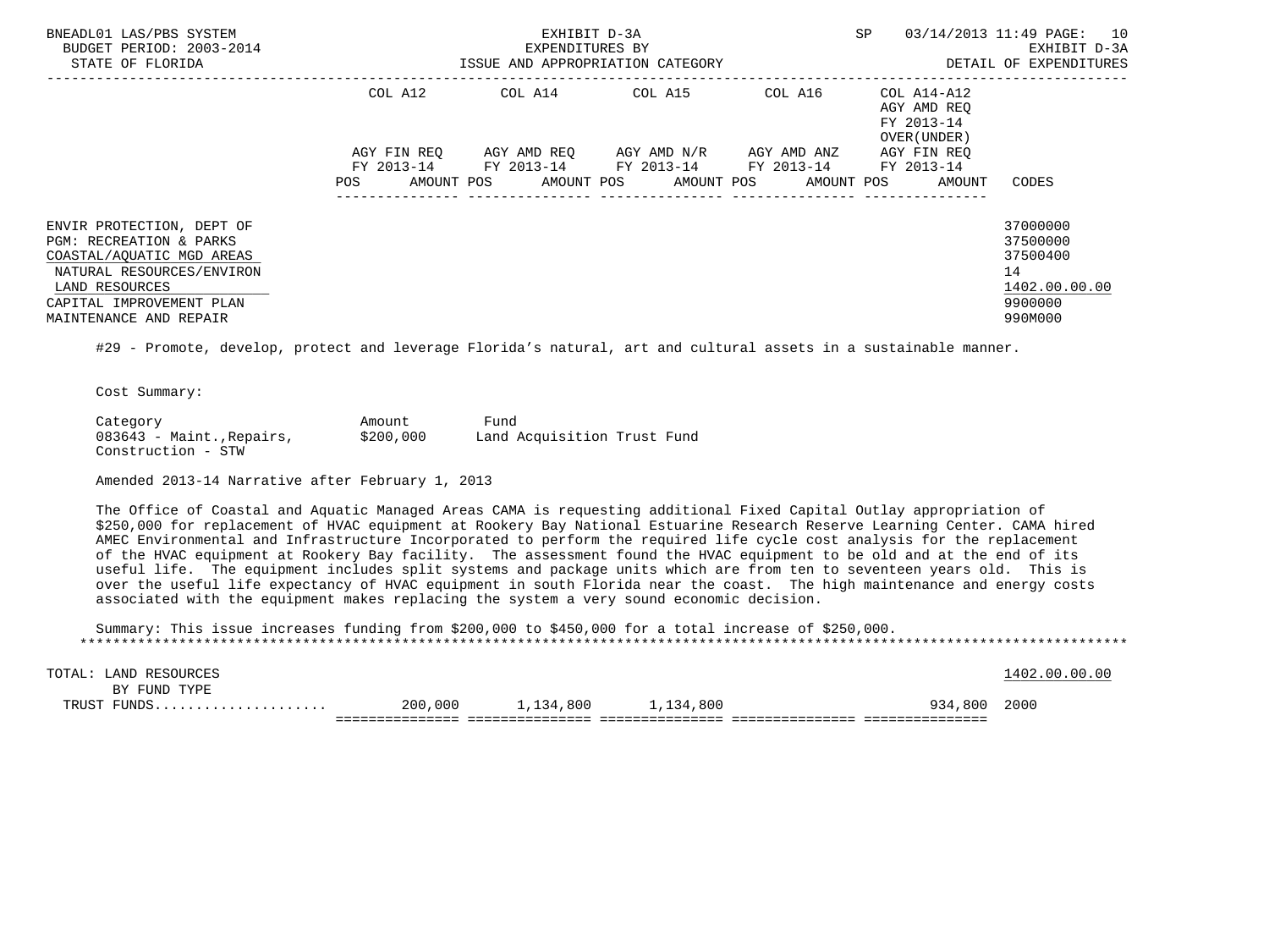| | COL A12 | COL A14 | COL A15 | COL A16 | COL A14-A12 AGY AMD REQ FY 2013-14 OVER(UNDER) | |
|---|---|---|---|---|---|---|
| | AGY FIN REQ FY 2013-14 | AGY AMD REQ FY 2013-14 | AGY AMD N/R FY 2013-14 | AGY AMD ANZ FY 2013-14 | AGY FIN REQ FY 2013-14 | |
| | POS AMOUNT | POS AMOUNT | POS AMOUNT | POS AMOUNT | POS AMOUNT | CODES |

ENVIR PROTECTION, DEPT OF — 37000000
PGM: RECREATION & PARKS — 37500000
COASTAL/AQUATIC MGD AREAS — 37500400
NATURAL RESOURCES/ENVIRON — 14
LAND RESOURCES — 1402.00.00.00
CAPITAL IMPROVEMENT PLAN — 9900000
MAINTENANCE AND REPAIR — 990M000

#29 - Promote, develop, protect and leverage Florida's natural, art and cultural assets in a sustainable manner.

Cost Summary:

| Category | Amount | Fund |
|---|---|---|
| 083643 - Maint.,Repairs, Construction - STW | $200,000 | Land Acquisition Trust Fund |

Amended 2013-14 Narrative after February 1, 2013

The Office of Coastal and Aquatic Managed Areas CAMA is requesting additional Fixed Capital Outlay appropriation of $250,000 for replacement of HVAC equipment at Rookery Bay National Estuarine Research Reserve Learning Center. CAMA hired AMEC Environmental and Infrastructure Incorporated to perform the required life cycle cost analysis for the replacement of the HVAC equipment at Rookery Bay facility. The assessment found the HVAC equipment to be old and at the end of its useful life. The equipment includes split systems and package units which are from ten to seventeen years old. This is over the useful life expectancy of HVAC equipment in south Florida near the coast. The high maintenance and energy costs associated with the equipment makes replacing the system a very sound economic decision.

Summary: This issue increases funding from $200,000 to $450,000 for a total increase of $250,000.

| | COL A12 | COL A14 | COL A15 | COL A16 | COL A14-A12 | CODES |
|---|---|---|---|---|---|---|
| TOTAL: LAND RESOURCES | | | | | | 1402.00.00.00 |
| BY FUND TYPE | | | | | | |
| TRUST FUNDS..................... | 200,000 | 1,134,800 | 1,134,800 | | 934,800 | 2000 |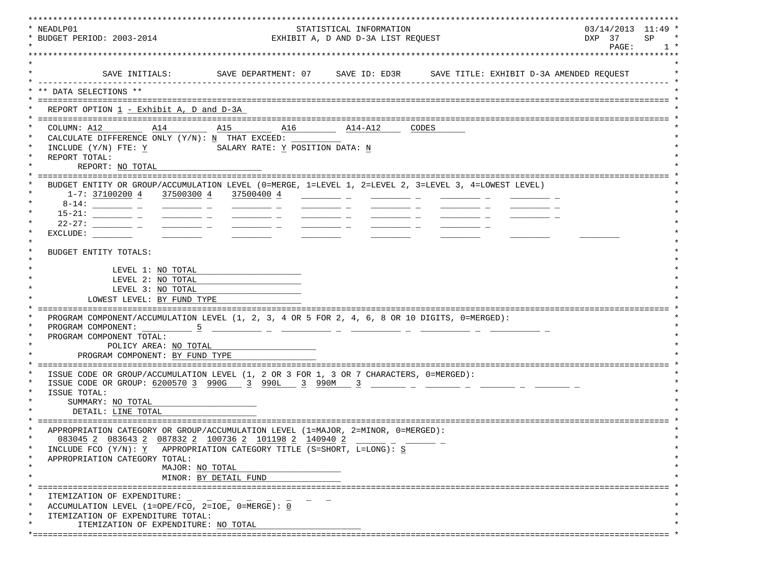```
NEADLP01                                STATISTICAL INFORMATION                              03/14/2013  11:49
BUDGET PERIOD: 2003-2014            EXHIBIT A, D AND D-3A LIST REQUEST                        DXP  37     SP
                                                                                               PAGE:      1

          SAVE INITIALS:        SAVE DEPARTMENT: 07     SAVE ID: ED3R      SAVE TITLE: EXHIBIT D-3A AMENDED REQUEST
-------------------------------------------------------------------------------------------------------------------
** DATA SELECTIONS **
===================================================================================================================
  REPORT OPTION 1 - Exhibit A, D and D-3A
===================================================================================================================
  COLUMN: A12         A14         A15         A16         A14-A12     CODES
  CALCULATE DIFFERENCE ONLY (Y/N): N  THAT EXCEED: __________
  INCLUDE (Y/N) FTE: Y             SALARY RATE: Y POSITION DATA: N
  REPORT TOTAL:
        REPORT: NO TOTAL
===================================================================================================================
  BUDGET ENTITY OR GROUP/ACCUMULATION LEVEL (0=MERGE, 1=LEVEL 1, 2=LEVEL 2, 3=LEVEL 3, 4=LOWEST LEVEL)
     1-7: 37100200 4    37500300 4    37500400 4    ________ _    ________ _    ________ _    ________ _
    8-14: ________ _    ________ _    ________ _    ________ _    ________ _    ________ _    ________ _
   15-21: ________ _    ________ _    ________ _    ________ _    ________ _    ________ _    ________ _
   22-27: ________ _    ________ _    ________ _    ________ _    ________ _    ________ _
  EXCLUDE: ________     ________      ________      ________      ________      ________      ________      ________

  BUDGET ENTITY TOTALS:

              LEVEL 1: NO TOTAL
              LEVEL 2: NO TOTAL
              LEVEL 3: NO TOTAL
         LOWEST LEVEL: BY FUND TYPE
===================================================================================================================
  PROGRAM COMPONENT/ACCUMULATION LEVEL (1, 2, 3, 4 OR 5 FOR 2, 4, 6, 8 OR 10 DIGITS, 0=MERGED):
  PROGRAM COMPONENT: __________ 5  __________ _  __________ _  __________ _  __________ _  __________ _
  PROGRAM COMPONENT TOTAL:
            POLICY AREA: NO TOTAL
        PROGRAM COMPONENT: BY FUND TYPE
===================================================================================================================
  ISSUE CODE OR GROUP/ACCUMULATION LEVEL (1, 2 OR 3 FOR 1, 3 OR 7 CHARACTERS, 0=MERGED):
  ISSUE CODE OR GROUP: 6200570 3  990G    3  990L    3  990M    3  _______ _  _______ _  _______ _  _______ _
  ISSUE TOTAL:
       SUMMARY: NO TOTAL
        DETAIL: LINE TOTAL
===================================================================================================================
  APPROPRIATION CATEGORY OR GROUP/ACCUMULATION LEVEL (1=MAJOR, 2=MINOR, 0=MERGED):
     083045 2  083643 2  087832 2  100736 2  101198 2  140940 2  ______ _  ______ _
  INCLUDE FCO (Y/N): Y   APPROPRIATION CATEGORY TITLE (S=SHORT, L=LONG): S
  APPROPRIATION CATEGORY TOTAL:
                       MAJOR: NO TOTAL
                       MINOR: BY DETAIL FUND
===================================================================================================================
  ITEMIZATION OF EXPENDITURE: _   _   _   _   _   _   _   _
  ACCUMULATION LEVEL (1=OPE/FCO, 2=IOE, 0=MERGE): 0
  ITEMIZATION OF EXPENDITURE TOTAL:
        ITEMIZATION OF EXPENDITURE: NO TOTAL
===================================================================================================================
```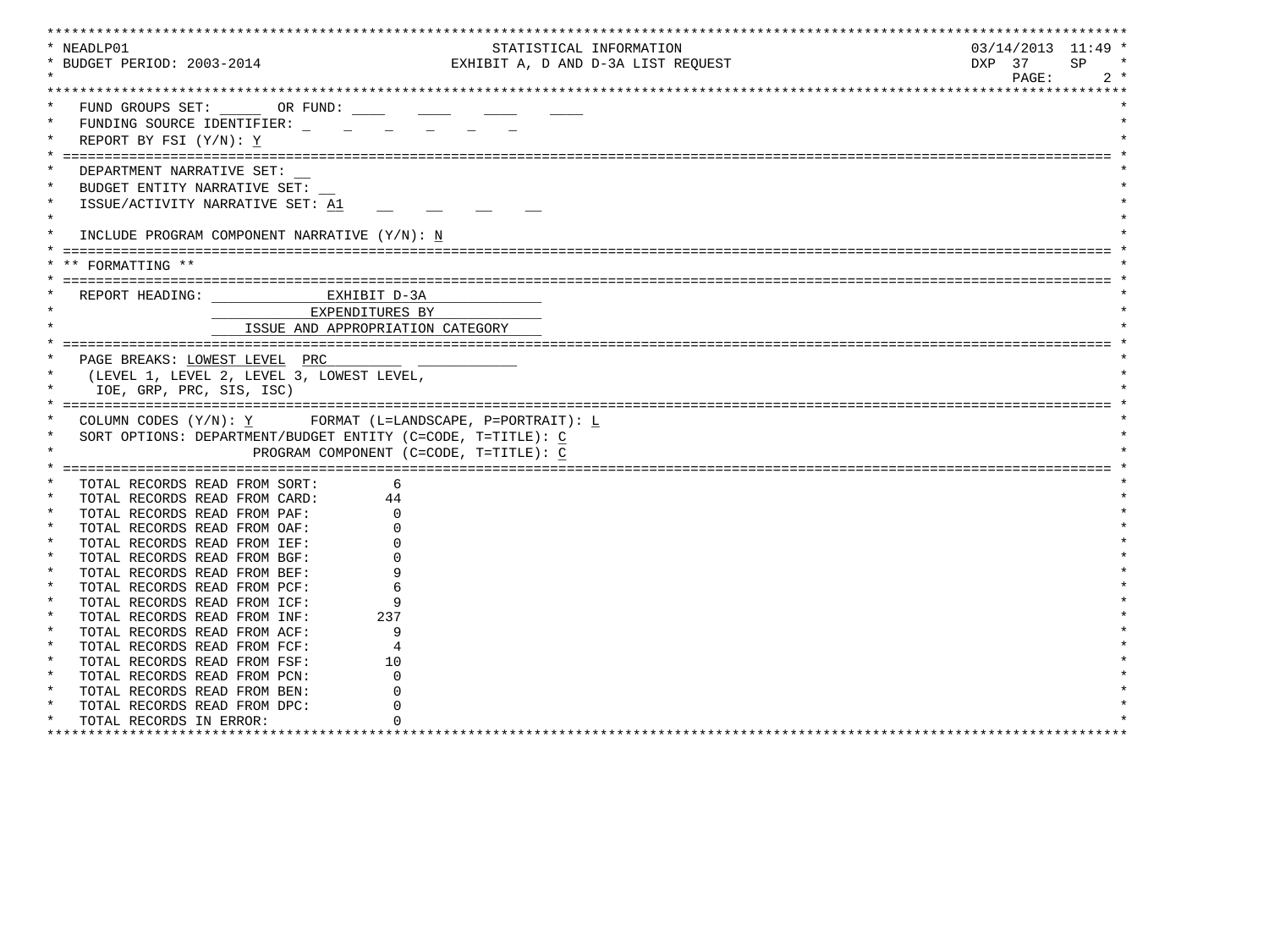NEADLP01 — STATISTICAL INFORMATION — 03/14/2013 11:49

BUDGET PERIOD: 2003-2014 — EXHIBIT A, D AND D-3A LIST REQUEST — DXP 37 SP

FUND GROUPS SET: _____ OR FUND: ____ ____ ____ ____

FUNDING SOURCE IDENTIFIER: _ _ _ _ _ _

REPORT BY FSI (Y/N): Y

---

DEPARTMENT NARRATIVE SET: __

BUDGET ENTITY NARRATIVE SET: __

ISSUE/ACTIVITY NARRATIVE SET: A1 __ __ __ __

INCLUDE PROGRAM COMPONENT NARRATIVE (Y/N): N

---

** FORMATTING **

---

REPORT HEADING: EXHIBIT D-3A
EXPENDITURES BY
ISSUE AND APPROPRIATION CATEGORY

---

PAGE BREAKS: LOWEST LEVEL PRC
(LEVEL 1, LEVEL 2, LEVEL 3, LOWEST LEVEL,
IOE, GRP, PRC, SIS, ISC)

---

COLUMN CODES (Y/N): Y FORMAT (L=LANDSCAPE, P=PORTRAIT): L

SORT OPTIONS: DEPARTMENT/BUDGET ENTITY (C=CODE, T=TITLE): C

PROGRAM COMPONENT (C=CODE, T=TITLE): C

---

| | |
|---|---|
| TOTAL RECORDS READ FROM SORT: | 6 |
| TOTAL RECORDS READ FROM CARD: | 44 |
| TOTAL RECORDS READ FROM PAF: | 0 |
| TOTAL RECORDS READ FROM OAF: | 0 |
| TOTAL RECORDS READ FROM IEF: | 0 |
| TOTAL RECORDS READ FROM BGF: | 0 |
| TOTAL RECORDS READ FROM BEF: | 9 |
| TOTAL RECORDS READ FROM PCF: | 6 |
| TOTAL RECORDS READ FROM ICF: | 9 |
| TOTAL RECORDS READ FROM INF: | 237 |
| TOTAL RECORDS READ FROM ACF: | 9 |
| TOTAL RECORDS READ FROM FCF: | 4 |
| TOTAL RECORDS READ FROM FSF: | 10 |
| TOTAL RECORDS READ FROM PCN: | 0 |
| TOTAL RECORDS READ FROM BEN: | 0 |
| TOTAL RECORDS READ FROM DPC: | 0 |
| TOTAL RECORDS IN ERROR: | 0 |